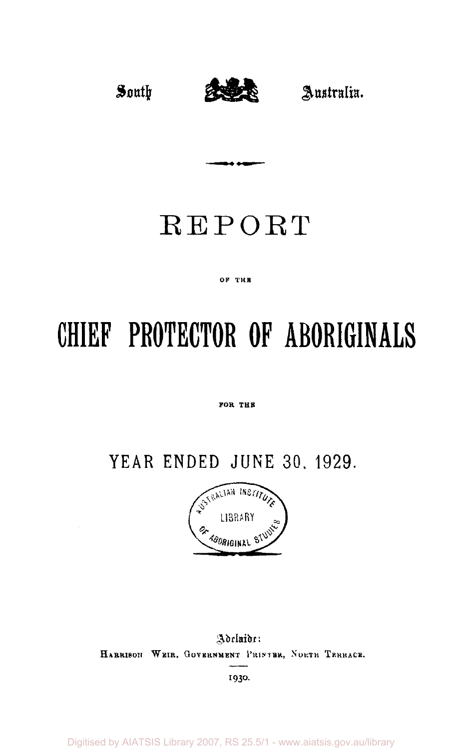South Australia.

# REPORT

OF THE

# CHIEF PROTECTOR OF ABORIGINALS

FOR THE

## YEAR ENDED JUNE 30, 1929.

Adelaide:
HARRISON WEIR, GOVERNMENT PRINTER, NORTH TERRACE.

1930.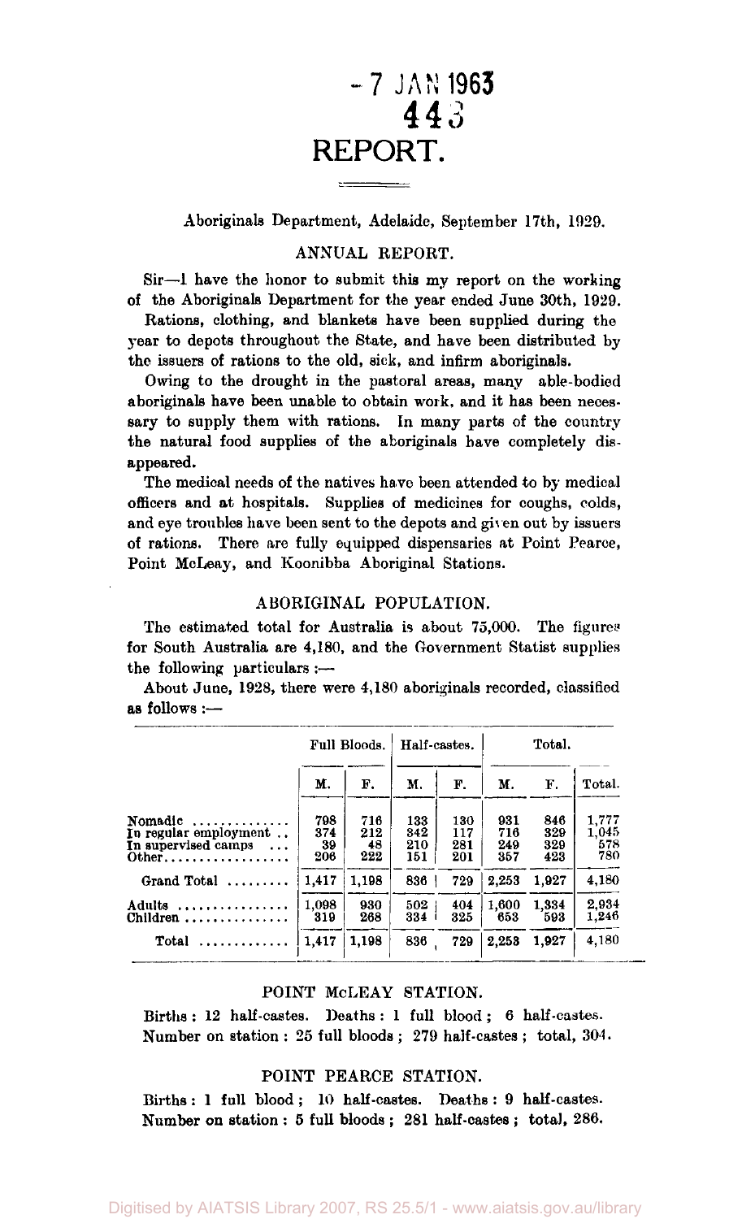-7 JAN 1963
443

# REPORT.

Aboriginals Department, Adelaide, September 17th, 1929.

## ANNUAL REPORT.

Sir—I have the honor to submit this my report on the working of the Aboriginals Department for the year ended June 30th, 1929.

Rations, clothing, and blankets have been supplied during the year to depots throughout the State, and have been distributed by the issuers of rations to the old, sick, and infirm aboriginals.

Owing to the drought in the pastoral areas, many able-bodied aboriginals have been unable to obtain work, and it has been necessary to supply them with rations. In many parts of the country the natural food supplies of the aboriginals have completely disappeared.

The medical needs of the natives have been attended to by medical officers and at hospitals. Supplies of medicines for coughs, colds, and eye troubles have been sent to the depots and given out by issuers of rations. There are fully equipped dispensaries at Point Pearce, Point McLeay, and Koonibba Aboriginal Stations.

## ABORIGINAL POPULATION.

The estimated total for Australia is about 75,000. The figures for South Australia are 4,180, and the Government Statist supplies the following particulars :—

About June, 1928, there were 4,180 aboriginals recorded, classified as follows :—

| | Full Bloods. | | Half-castes. | | Total. | | |
|---|---|---|---|---|---|---|---|
| | M. | F. | M. | F. | M. | F. | Total. |
| Nomadic | 798 | 716 | 133 | 130 | 931 | 846 | 1,777 |
| In regular employment | 374 | 212 | 342 | 117 | 716 | 329 | 1,045 |
| In supervised camps | 39 | 48 | 210 | 281 | 249 | 329 | 578 |
| Other | 206 | 222 | 151 | 201 | 357 | 423 | 780 |
| Grand Total | 1,417 | 1,198 | 836 | 729 | 2,253 | 1,927 | 4,180 |
| Adults | 1,098 | 930 | 502 | 404 | 1,600 | 1,334 | 2,934 |
| Children | 319 | 268 | 334 | 325 | 653 | 593 | 1,246 |
| Total | 1,417 | 1,198 | 836 | 729 | 2,253 | 1,927 | 4,180 |

## POINT McLEAY STATION.

Births : 12 half-castes. Deaths : 1 full blood ; 6 half-castes. Number on station : 25 full bloods ; 279 half-castes ; total, 304.

## POINT PEARCE STATION.

Births : 1 full blood ; 10 half-castes. Deaths : 9 half-castes. Number on station : 5 full bloods ; 281 half-castes ; total, 286.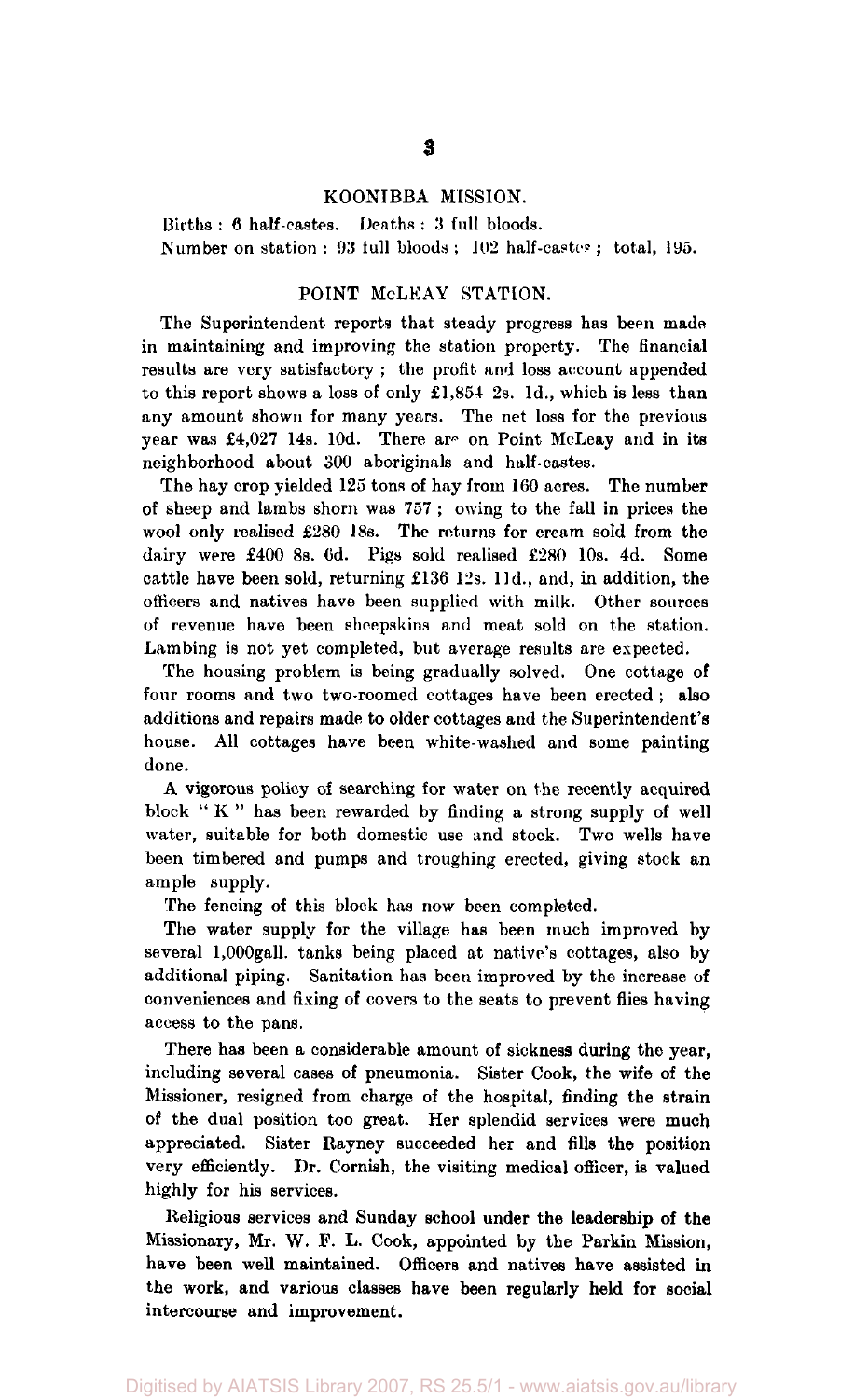## KOONIBBA MISSION.

Births : 6 half-castes. Deaths : 3 full bloods.
Number on station : 93 full bloods ; 102 half-castes ; total, 195.

## POINT McLEAY STATION.

The Superintendent reports that steady progress has been made in maintaining and improving the station property. The financial results are very satisfactory ; the profit and loss account appended to this report shows a loss of only £1,854 2s. 1d., which is less than any amount shown for many years. The net loss for the previous year was £4,027 14s. 10d. There are on Point McLeay and in its neighborhood about 300 aboriginals and half-castes.

The hay crop yielded 125 tons of hay from 160 acres. The number of sheep and lambs shorn was 757 ; owing to the fall in prices the wool only realised £280 18s. The returns for cream sold from the dairy were £400 8s. 6d. Pigs sold realised £280 10s. 4d. Some cattle have been sold, returning £136 12s. 11d., and, in addition, the officers and natives have been supplied with milk. Other sources of revenue have been sheepskins and meat sold on the station. Lambing is not yet completed, but average results are expected.

The housing problem is being gradually solved. One cottage of four rooms and two two-roomed cottages have been erected ; also additions and repairs made to older cottages and the Superintendent's house. All cottages have been white-washed and some painting done.

A vigorous policy of searching for water on the recently acquired block " K " has been rewarded by finding a strong supply of well water, suitable for both domestic use and stock. Two wells have been timbered and pumps and troughing erected, giving stock an ample supply.

The fencing of this block has now been completed.

The water supply for the village has been much improved by several 1,000gall. tanks being placed at native's cottages, also by additional piping. Sanitation has been improved by the increase of conveniences and fixing of covers to the seats to prevent flies having access to the pans.

There has been a considerable amount of sickness during the year, including several cases of pneumonia. Sister Cook, the wife of the Missioner, resigned from charge of the hospital, finding the strain of the dual position too great. Her splendid services were much appreciated. Sister Rayney succeeded her and fills the position very efficiently. Dr. Cornish, the visiting medical officer, is valued highly for his services.

Religious services and Sunday school under the leadership of the Missionary, Mr. W. F. L. Cook, appointed by the Parkin Mission, have been well maintained. Officers and natives have assisted in the work, and various classes have been regularly held for social intercourse and improvement.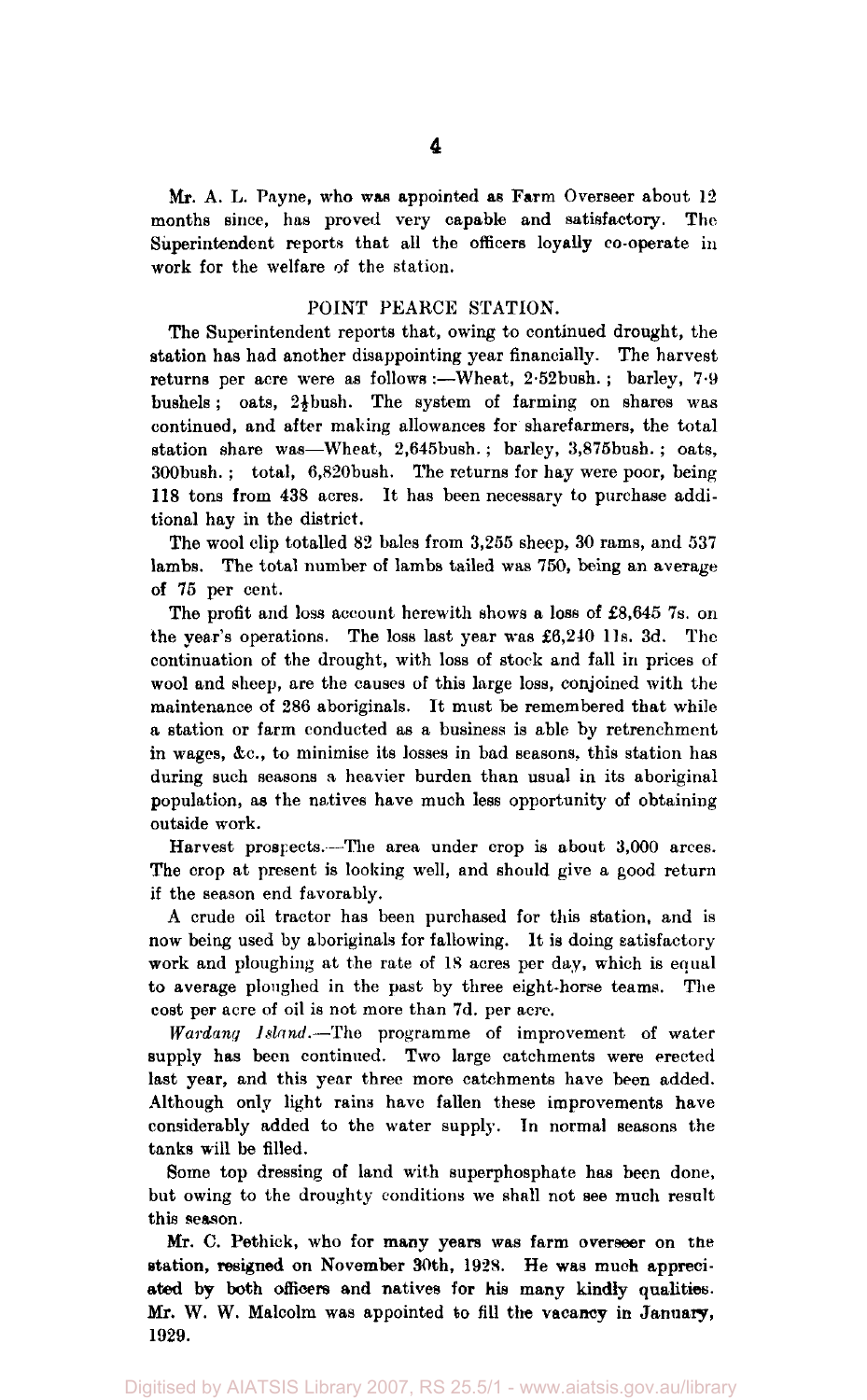Mr. A. L. Payne, who was appointed as Farm Overseer about 12 months since, has proved very capable and satisfactory. The Superintendent reports that all the officers loyally co-operate in work for the welfare of the station.

## POINT PEARCE STATION.

The Superintendent reports that, owing to continued drought, the station has had another disappointing year financially. The harvest returns per acre were as follows:—Wheat, 2·52bush.; barley, 7·9 bushels; oats, 2½bush. The system of farming on shares was continued, and after making allowances for sharefarmers, the total station share was—Wheat, 2,645bush.; barley, 3,875bush.; oats, 300bush.; total, 6,820bush. The returns for hay were poor, being 118 tons from 438 acres. It has been necessary to purchase additional hay in the district.

The wool clip totalled 82 bales from 3,255 sheep, 30 rams, and 537 lambs. The total number of lambs tailed was 750, being an average of 75 per cent.

The profit and loss account herewith shows a loss of £8,645 7s. on the year's operations. The loss last year was £6,240 11s. 3d. The continuation of the drought, with loss of stock and fall in prices of wool and sheep, are the causes of this large loss, conjoined with the maintenance of 286 aboriginals. It must be remembered that while a station or farm conducted as a business is able by retrenchment in wages, &c., to minimise its losses in bad seasons, this station has during such seasons a heavier burden than usual in its aboriginal population, as the natives have much less opportunity of obtaining outside work.

Harvest prospects.—The area under crop is about 3,000 arces. The crop at present is looking well, and should give a good return if the season end favorably.

A crude oil tractor has been purchased for this station, and is now being used by aboriginals for fallowing. It is doing satisfactory work and ploughing at the rate of 18 acres per day, which is equal to average ploughed in the past by three eight-horse teams. The cost per acre of oil is not more than 7d. per acre.

*Wardang Island.*—The programme of improvement of water supply has been continued. Two large catchments were erected last year, and this year three more catchments have been added. Although only light rains have fallen these improvements have considerably added to the water supply. In normal seasons the tanks will be filled.

Some top dressing of land with superphosphate has been done, but owing to the droughty conditions we shall not see much result this season.

Mr. C. Pethick, who for many years was farm overseer on the station, resigned on November 30th, 1928. He was much appreciated by both officers and natives for his many kindly qualities. Mr. W. W. Malcolm was appointed to fill the vacancy in January, 1929.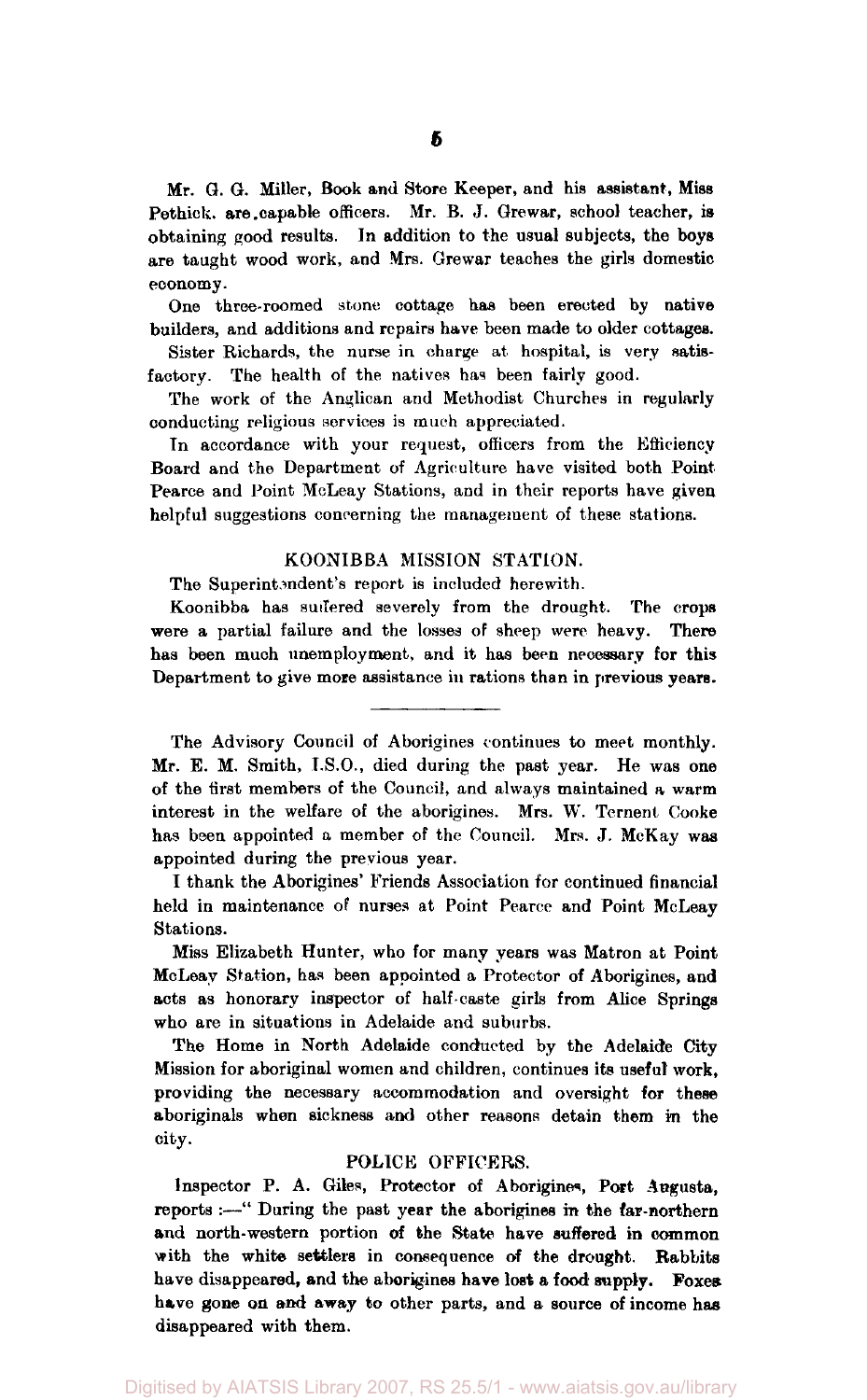Mr. G. G. Miller, Book and Store Keeper, and his assistant, Miss Pethick. are capable officers. Mr. B. J. Grewar, school teacher, is obtaining good results. In addition to the usual subjects, the boys are taught wood work, and Mrs. Grewar teaches the girls domestic economy.

One three-roomed stone cottage has been erected by native builders, and additions and repairs have been made to older cottages.

Sister Richards, the nurse in charge at hospital, is very satisfactory. The health of the natives has been fairly good.

The work of the Anglican and Methodist Churches in regularly conducting religious services is much appreciated.

In accordance with your request, officers from the Efficiency Board and the Department of Agriculture have visited both Point Pearce and Point McLeay Stations, and in their reports have given helpful suggestions concerning the management of these stations.

## KOONIBBA MISSION STATION.

The Superintendent's report is included herewith.

Koonibba has suffered severely from the drought. The crops were a partial failure and the losses of sheep were heavy. There has been much unemployment, and it has been necessary for this Department to give more assistance in rations than in previous years.

---

The Advisory Council of Aborigines continues to meet monthly. Mr. E. M. Smith, I.S.O., died during the past year. He was one of the first members of the Council, and always maintained a warm interest in the welfare of the aborigines. Mrs. W. Ternent Cooke has been appointed a member of the Council. Mrs. J. McKay was appointed during the previous year.

I thank the Aborigines' Friends Association for continued financial held in maintenance of nurses at Point Pearce and Point McLeay Stations.

Miss Elizabeth Hunter, who for many years was Matron at Point McLeay Station, has been appointed a Protector of Aborigines, and acts as honorary inspector of half-caste girls from Alice Springs who are in situations in Adelaide and suburbs.

The Home in North Adelaide conducted by the Adelaide City Mission for aboriginal women and children, continues its useful work, providing the necessary accommodation and oversight for these aboriginals when sickness and other reasons detain them in the city.

## POLICE OFFICERS.

Inspector P. A. Giles, Protector of Aborigines, Port Augusta, reports :—" During the past year the aborigines in the far-northern and north-western portion of the State have suffered in common with the white settlers in consequence of the drought. Rabbits have disappeared, and the aborigines have lost a food supply. Foxes have gone on and away to other parts, and a source of income has disappeared with them.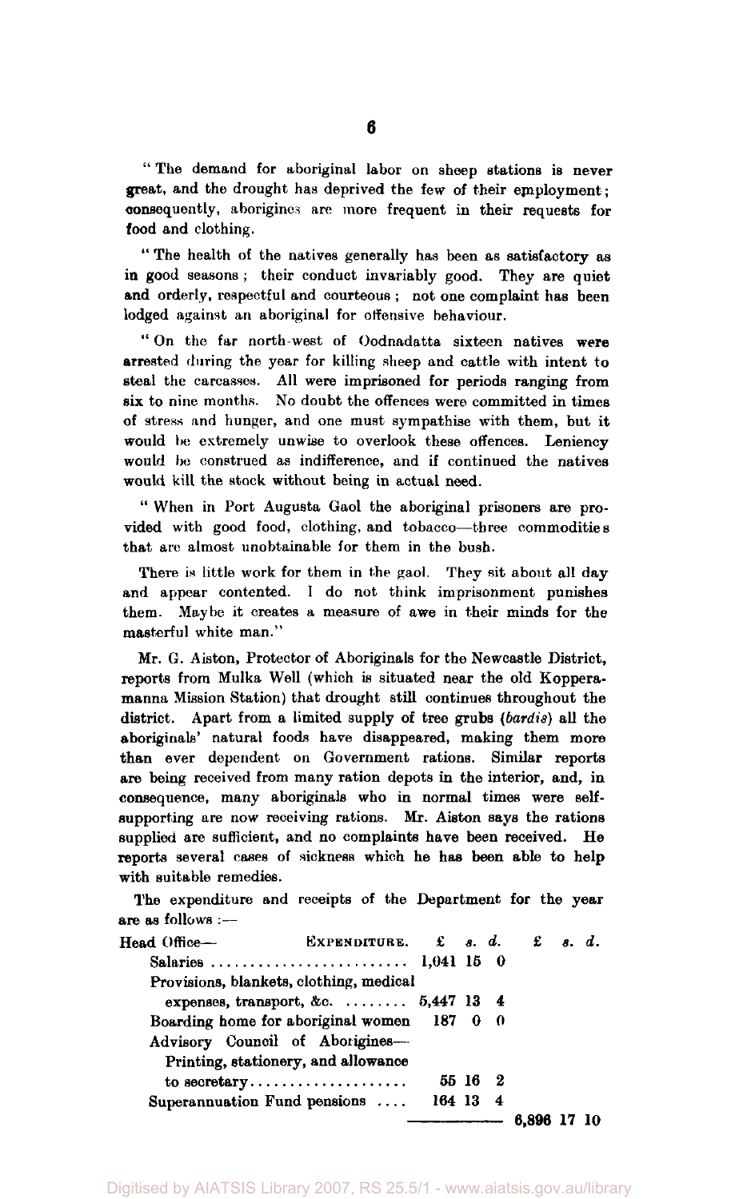"The demand for aboriginal labor on sheep stations is never great, and the drought has deprived the few of their employment; consequently, aborigines are more frequent in their requests for food and clothing.

"The health of the natives generally has been as satisfactory as in good seasons; their conduct invariably good. They are quiet and orderly, respectful and courteous; not one complaint has been lodged against an aboriginal for offensive behaviour.

"On the far north-west of Oodnadatta sixteen natives were arrested during the year for killing sheep and cattle with intent to steal the carcasses. All were imprisoned for periods ranging from six to nine months. No doubt the offences were committed in times of stress and hunger, and one must sympathise with them, but it would be extremely unwise to overlook these offences. Leniency would be construed as indifference, and if continued the natives would kill the stock without being in actual need.

"When in Port Augusta Gaol the aboriginal prisoners are provided with good food, clothing, and tobacco—three commodities that are almost unobtainable for them in the bush.

There is little work for them in the gaol. They sit about all day and appear contented. I do not think imprisonment punishes them. Maybe it creates a measure of awe in their minds for the masterful white man."

Mr. G. Aiston, Protector of Aboriginals for the Newcastle District, reports from Mulka Well (which is situated near the old Kopperamanna Mission Station) that drought still continues throughout the district. Apart from a limited supply of tree grubs (*bardis*) all the aboriginals' natural foods have disappeared, making them more than ever dependent on Government rations. Similar reports are being received from many ration depots in the interior, and, in consequence, many aboriginals who in normal times were self-supporting are now receiving rations. Mr. Aiston says the rations supplied are sufficient, and no complaints have been received. He reports several cases of sickness which he has been able to help with suitable remedies.

The expenditure and receipts of the Department for the year are as follows:—

| Head Office— EXPENDITURE. | £ s. d. | £ s. d. |
|---|---|---|
| Salaries | 1,041 15 0 | |
| Provisions, blankets, clothing, medical expenses, transport, &c. | 5,447 13 4 | |
| Boarding home for aboriginal women | 187 0 0 | |
| Advisory Council of Aborigines—Printing, stationery, and allowance to secretary | 55 16 2 | |
| Superannuation Fund pensions | 164 13 4 | |
| | | 6,896 17 10 |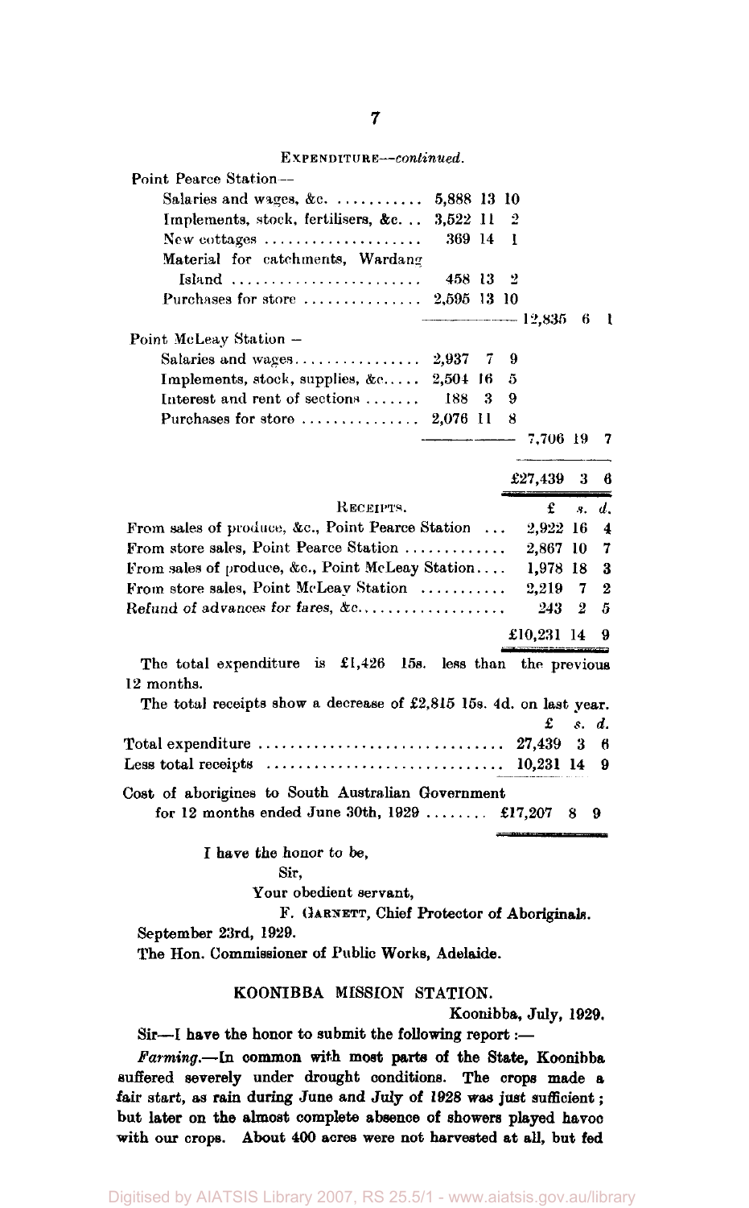EXPENDITURE—*continued.*

| | £ | s. | d. | £ | s. | d. |
|---|---|---|---|---|---|---|
| Point Pearce Station— | | | | | | |
| Salaries and wages, &c. | 5,888 | 13 | 10 | | | |
| Implements, stock, fertilisers, &c. | 3,522 | 11 | 2 | | | |
| New cottages | 369 | 14 | 1 | | | |
| Material for catchments, Wardang Island | 458 | 13 | 2 | | | |
| Purchases for store | 2,595 | 13 | 10 | | | |
| | | | | 12,835 | 6 | 1 |
| Point McLeay Station — | | | | | | |
| Salaries and wages | 2,937 | 7 | 9 | | | |
| Implements, stock, supplies, &c. | 2,504 | 16 | 5 | | | |
| Interest and rent of sections | 188 | 3 | 9 | | | |
| Purchases for store | 2,076 | 11 | 8 | | | |
| | | | | 7,706 | 19 | 7 |
| | | | | £27,439 | 3 | 6 |

| RECEIPTS. | £ | s. | d. |
|---|---|---|---|
| From sales of produce, &c., Point Pearce Station | 2,922 | 16 | 4 |
| From store sales, Point Pearce Station | 2,867 | 10 | 7 |
| From sales of produce, &c., Point McLeay Station | 1,978 | 18 | 3 |
| From store sales, Point McLeay Station | 2,219 | 7 | 2 |
| Refund of advances for fares, &c. | 243 | 2 | 5 |
| | £10,231 | 14 | 9 |

The total expenditure is £1,426 15s. less than the previous 12 months.

The total receipts show a decrease of £2,815 15s. 4d. on last year.

| | £ | s. | d. |
|---|---|---|---|
| Total expenditure | 27,439 | 3 | 6 |
| Less total receipts | 10,231 | 14 | 9 |
| Cost of aborigines to South Australian Government for 12 months ended June 30th, 1929 | £17,207 | 8 | 9 |

I have the honor to be,

Sir,

Your obedient servant,

F. GARNETT, Chief Protector of Aboriginals.

September 23rd, 1929.

The Hon. Commissioner of Public Works, Adelaide.

## KOONIBBA MISSION STATION.

Koonibba, July, 1929.

Sir—I have the honor to submit the following report :—

*Farming.*—In common with most parts of the State, Koonibba suffered severely under drought conditions. The crops made a fair start, as rain during June and July of 1928 was just sufficient; but later on the almost complete absence of showers played havoc with our crops. About 400 acres were not harvested at all, but fed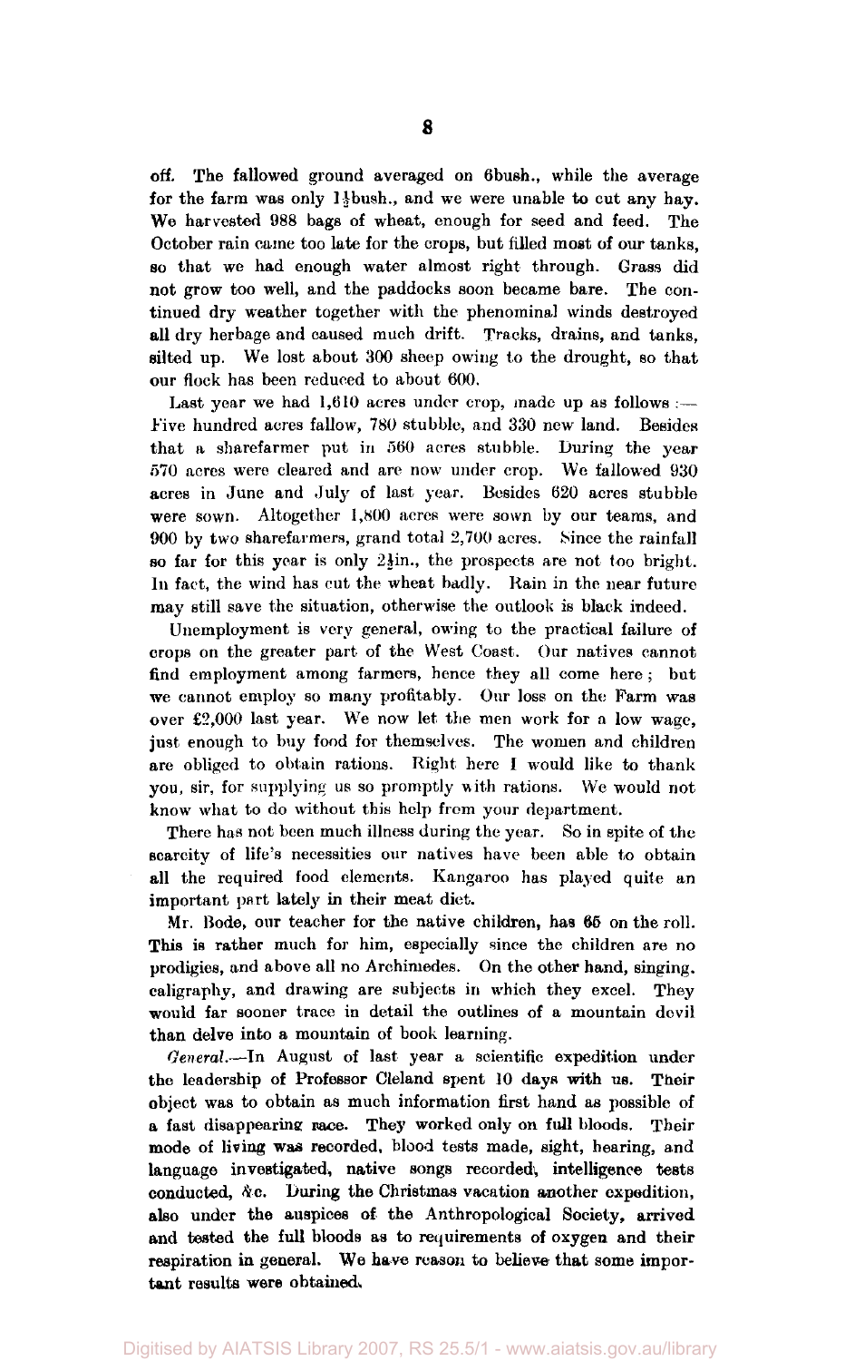off. The fallowed ground averaged on 6bush., while the average for the farm was only 1½bush., and we were unable to cut any hay. We harvested 988 bags of wheat, enough for seed and feed. The October rain came too late for the crops, but filled most of our tanks, so that we had enough water almost right through. Grass did not grow too well, and the paddocks soon became bare. The continued dry weather together with the phenominal winds destroyed all dry herbage and caused much drift. Tracks, drains, and tanks, silted up. We lost about 300 sheep owing to the drought, so that our flock has been reduced to about 600.

Last year we had 1,610 acres under crop, made up as follows :— Five hundred acres fallow, 780 stubble, and 330 new land. Besides that a sharefarmer put in 560 acres stubble. During the year 570 acres were cleared and are now under crop. We fallowed 930 acres in June and July of last year. Besides 620 acres stubble were sown. Altogether 1,800 acres were sown by our teams, and 900 by two sharefarmers, grand total 2,700 acres. Since the rainfall so far for this year is only 2½in., the prospects are not too bright. In fact, the wind has cut the wheat badly. Rain in the near future may still save the situation, otherwise the outlook is black indeed.

Unemployment is very general, owing to the practical failure of crops on the greater part of the West Coast. Our natives cannot find employment among farmers, hence they all come here ; but we cannot employ so many profitably. Our loss on the Farm was over £2,000 last year. We now let the men work for a low wage, just enough to buy food for themselves. The women and children are obliged to obtain rations. Right here I would like to thank you, sir, for supplying us so promptly with rations. We would not know what to do without this help from your department.

There has not been much illness during the year. So in spite of the scarcity of life's necessities our natives have been able to obtain all the required food elements. Kangaroo has played quite an important part lately in their meat diet.

Mr. Bode, our teacher for the native children, has 65 on the roll. This is rather much for him, especially since the children are no prodigies, and above all no Archimedes. On the other hand, singing, caligraphy, and drawing are subjects in which they excel. They would far sooner trace in detail the outlines of a mountain devil than delve into a mountain of book learning.

*General.*—In August of last year a scientific expedition under the leadership of Professor Cleland spent 10 days with us. Their object was to obtain as much information first hand as possible of a fast disappearing race. They worked only on full bloods. Their mode of living was recorded, blood tests made, sight, hearing, and language investigated, native songs recorded, intelligence tests conducted, &c. During the Christmas vacation another expedition, also under the auspices of the Anthropological Society, arrived and tested the full bloods as to requirements of oxygen and their respiration in general. We have reason to believe that some important results were obtained.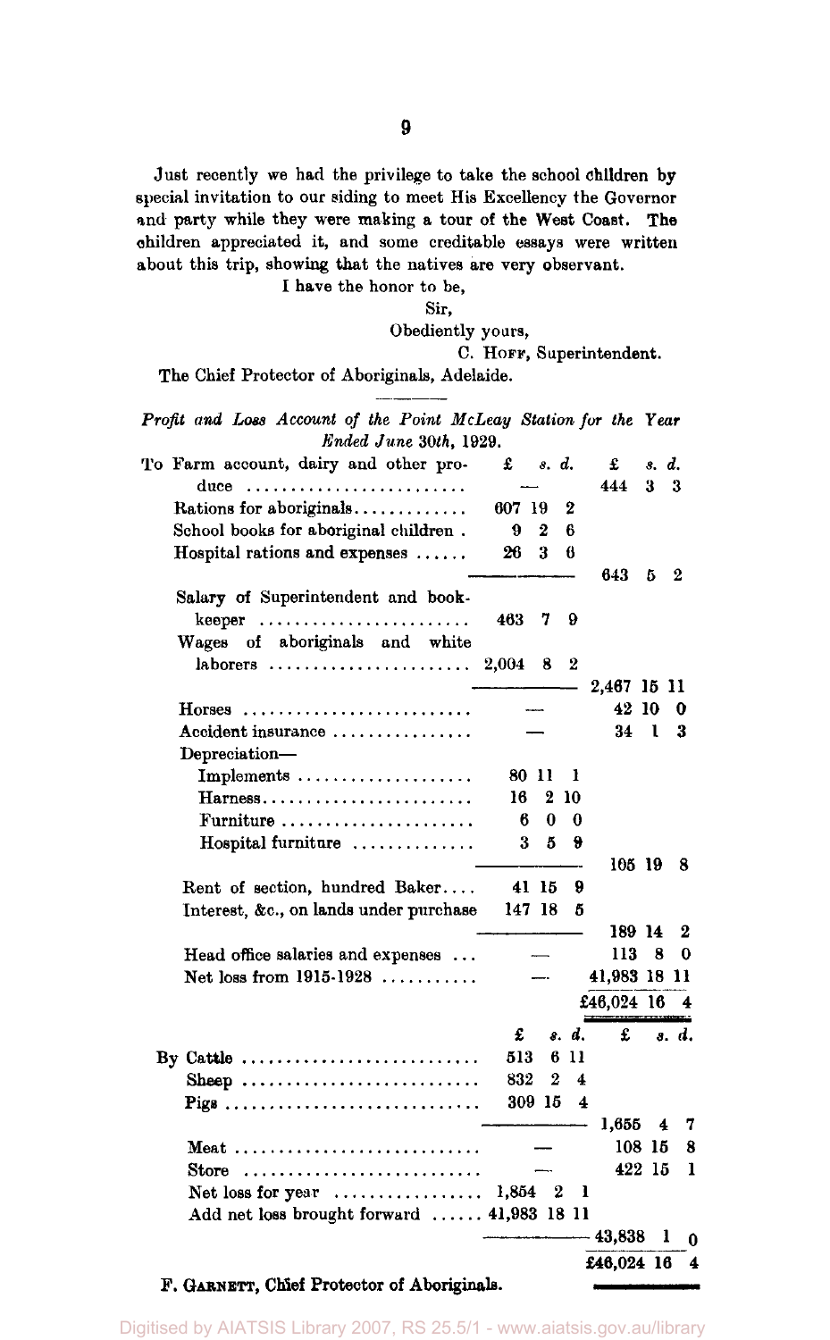Just recently we had the privilege to take the school children by special invitation to our siding to meet His Excellency the Governor and party while they were making a tour of the West Coast. The children appreciated it, and some creditable essays were written about this trip, showing that the natives are very observant.

I have the honor to be,

Sir,

Obediently yours,

C. HOFF, Superintendent.

The Chief Protector of Aboriginals, Adelaide.

---

*Profit and Loss Account of the Point McLeay Station for the Year Ended June 30th, 1929.*

| | £ s. d. | £ s. d. |
|---|---|---|
| To Farm account, dairy and other produce | — | 444 3 3 |
| Rations for aboriginals | 607 19 2 | |
| School books for aboriginal children | 9 2 6 | |
| Hospital rations and expenses | 26 3 6 | |
| | | 643 5 2 |
| Salary of Superintendent and bookkeeper | 463 7 9 | |
| Wages of aboriginals and white laborers | 2,004 8 2 | |
| | | 2,467 15 11 |
| Horses | — | 42 10 0 |
| Accident insurance | — | 34 1 3 |
| Depreciation— | | |
| Implements | 80 11 1 | |
| Harness | 16 2 10 | |
| Furniture | 6 0 0 | |
| Hospital furniture | 3 5 9 | |
| | | 105 19 8 |
| Rent of section, hundred Baker | 41 15 9 | |
| Interest, &c., on lands under purchase | 147 18 5 | |
| | | 189 14 2 |
| Head office salaries and expenses | — | 113 8 0 |
| Net loss from 1915-1928 | — | 41,983 18 11 |
| | | £46,024 16 4 |

| | £ s. d. | £ s. d. |
|---|---|---|
| By Cattle | 513 6 11 | |
| Sheep | 832 2 4 | |
| Pigs | 309 15 4 | |
| | | 1,655 4 7 |
| Meat | — | 108 15 8 |
| Store | — | 422 15 1 |
| Net loss for year | 1,854 2 1 | |
| Add net loss brought forward | 41,983 18 11 | |
| | | 43,838 1 0 |
| | | £46,024 16 4 |

F. GARNETT, Chief Protector of Aboriginals.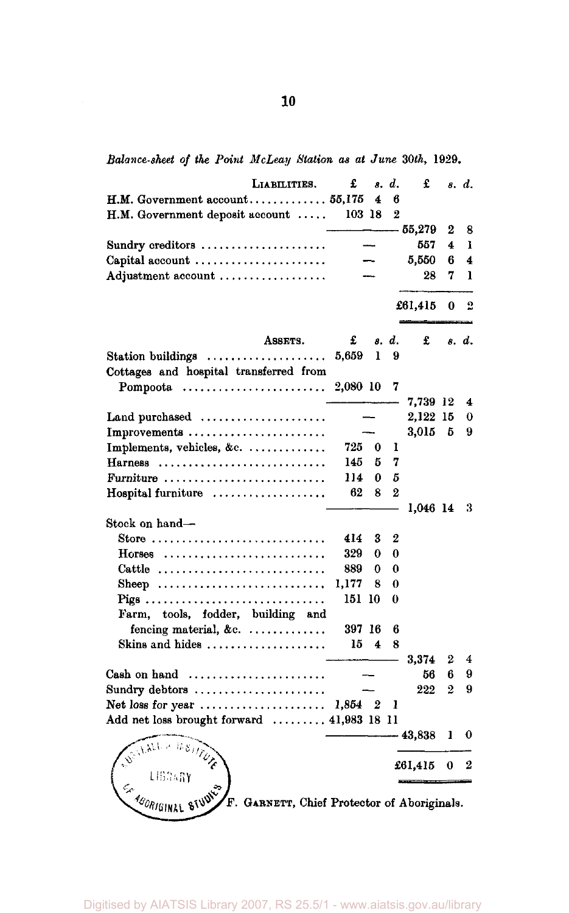*Balance-sheet of the Point McLeay Station as at June 30th, 1929.*

| LIABILITIES. | £ s. d. | £ s. d. |
|---|---|---|
| H.M. Government account | 55,175 4 6 | |
| H.M. Government deposit account | 103 18 2 | |
| | | 55,279 2 8 |
| Sundry creditors | — | 557 4 1 |
| Capital account | — | 5,550 6 4 |
| Adjustment account | — | 28 7 1 |
| | | £61,415 0 2 |

| ASSETS. | £ s. d. | £ s. d. |
|---|---|---|
| Station buildings | 5,659 1 9 | |
| Cottages and hospital transferred from Pompoota | 2,080 10 7 | |
| | | 7,739 12 4 |
| Land purchased | — | 2,122 15 0 |
| Improvements | — | 3,015 5 9 |
| Implements, vehicles, &c. | 725 0 1 | |
| Harness | 145 5 7 | |
| Furniture | 114 0 5 | |
| Hospital furniture | 62 8 2 | |
| | | 1,046 14 3 |
| Stock on hand— | | |
| Store | 414 3 2 | |
| Horses | 329 0 0 | |
| Cattle | 889 0 0 | |
| Sheep | 1,177 8 0 | |
| Pigs | 151 10 0 | |
| Farm, tools, fodder, building and fencing material, &c. | 397 16 6 | |
| Skins and hides | 15 4 8 | |
| | | 3,374 2 4 |
| Cash on hand | — | 56 6 9 |
| Sundry debtors | — | 222 2 9 |
| Net loss for year | 1,854 2 1 | |
| Add net loss brought forward | 41,983 18 11 | |
| | | 43,838 1 0 |
| | | £61,415 0 2 |

F. GARNETT, Chief Protector of Aboriginals.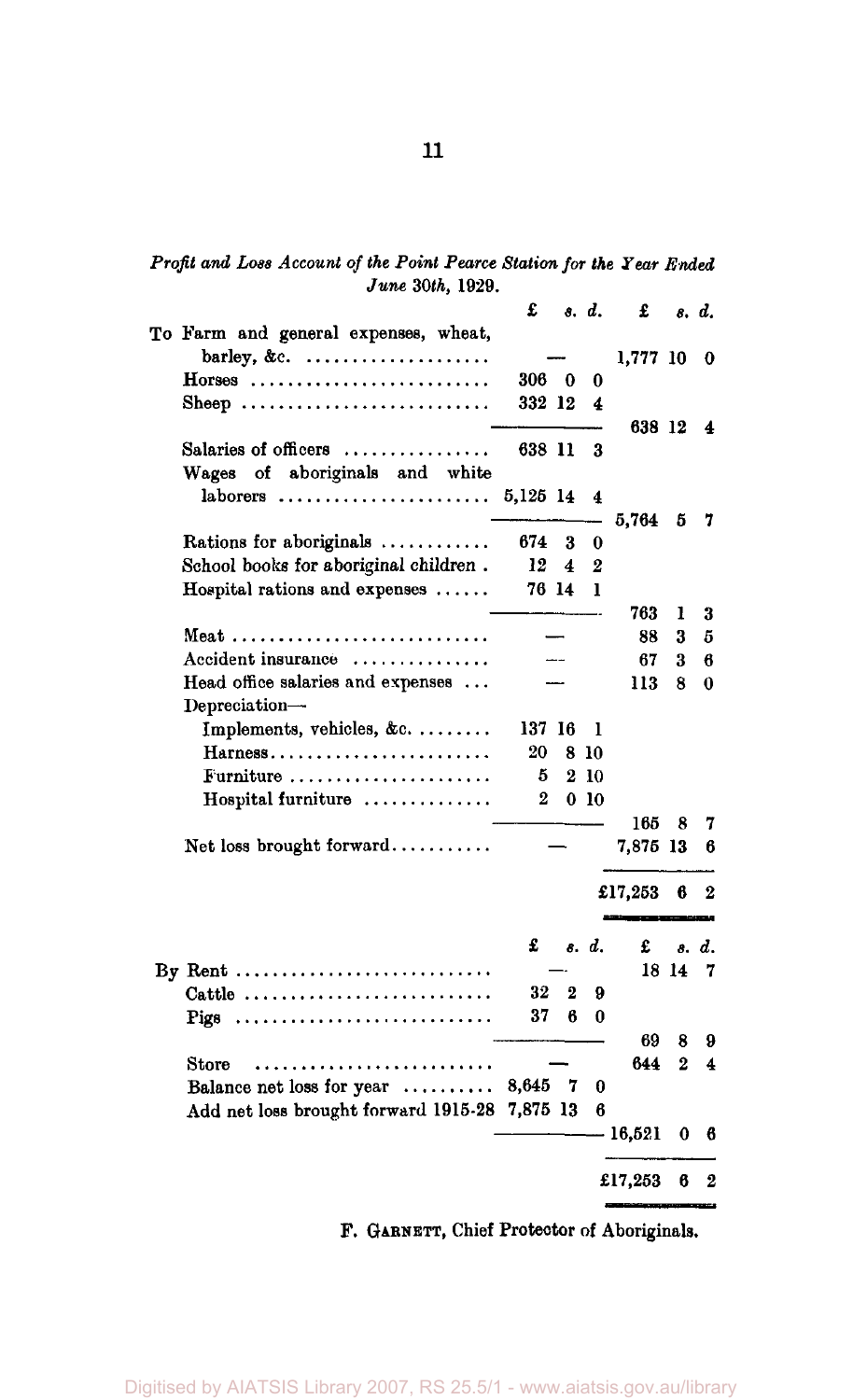*Profit and Loss Account of the Point Pearce Station for the Year Ended June 30th, 1929.*

| | £ s. d. | £ s. d. |
|---|---|---|
| To Farm and general expenses, wheat, barley, &c. | — | 1,777 10 0 |
| Horses | 306 0 0 | |
| Sheep | 332 12 4 | |
| | | 638 12 4 |
| Salaries of officers | 638 11 3 | |
| Wages of aboriginals and white laborers | 5,125 14 4 | |
| | | 5,764 5 7 |
| Rations for aboriginals | 674 3 0 | |
| School books for aboriginal children | 12 4 2 | |
| Hospital rations and expenses | 76 14 1 | |
| | | 763 1 3 |
| Meat | — | 88 3 5 |
| Accident insurance | — | 67 3 6 |
| Head office salaries and expenses | — | 113 8 0 |
| Depreciation— | | |
| Implements, vehicles, &c. | 137 16 1 | |
| Harness | 20 8 10 | |
| Furniture | 5 2 10 | |
| Hospital furniture | 2 0 10 | |
| | | 165 8 7 |
| Net loss brought forward | — | 7,875 13 6 |
| | | £17,253 6 2 |

| | £ s. d. | £ s. d. |
|---|---|---|
| By Rent | — | 18 14 7 |
| Cattle | 32 2 9 | |
| Pigs | 37 6 0 | |
| | | 69 8 9 |
| Store | — | 644 2 4 |
| Balance net loss for year | 8,645 7 0 | |
| Add net loss brought forward 1915-28 | 7,875 13 6 | |
| | | 16,521 0 6 |
| | | £17,253 6 2 |

F. GARNETT, Chief Protector of Aboriginals.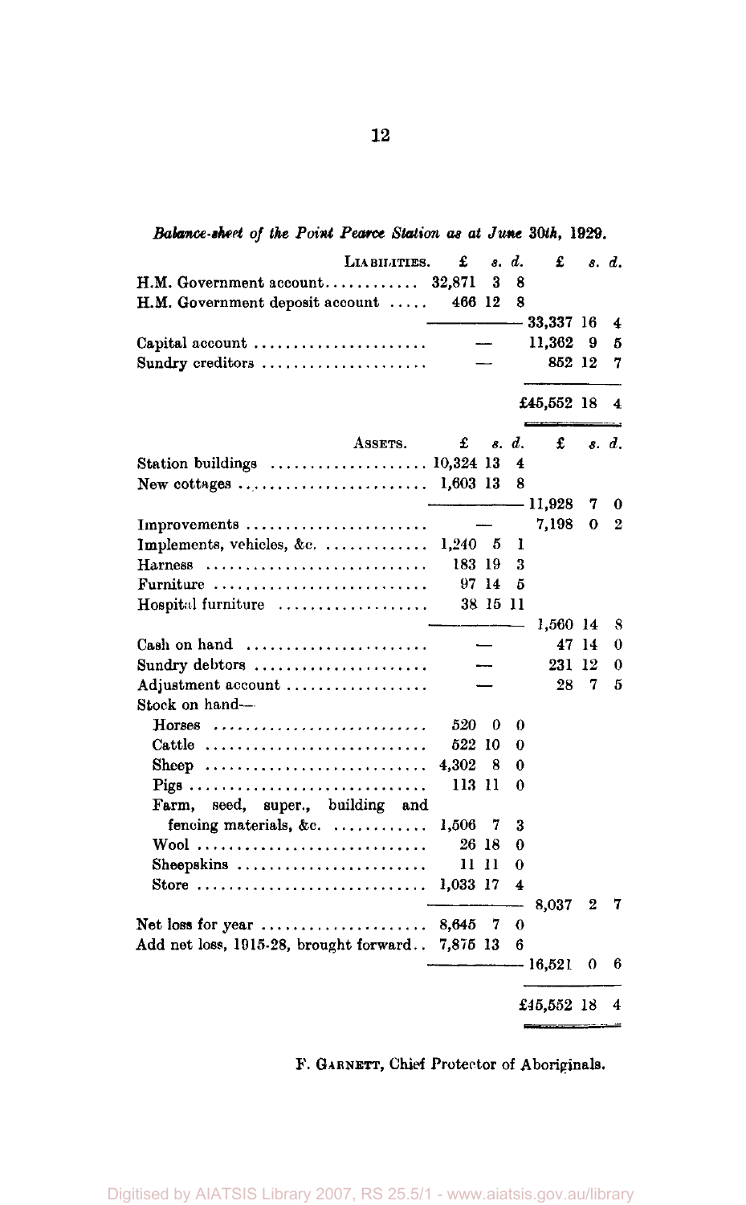*Balance-sheet of the Point Pearce Station as at June 30th, 1929.*

| LIABILITIES. | £ | s. | d. | £ | s. | d. |
|---|---|---|---|---|---|---|
| H.M. Government account | 32,871 | 3 | 8 | | | |
| H.M. Government deposit account | 466 | 12 | 8 | | | |
| | | | | 33,337 | 16 | 4 |
| Capital account | — | | | 11,362 | 9 | 5 |
| Sundry creditors | — | | | 852 | 12 | 7 |
| | | | | £45,552 | 18 | 4 |

| ASSETS. | £ | s. | d. | £ | s. | d. |
|---|---|---|---|---|---|---|
| Station buildings | 10,324 | 13 | 4 | | | |
| New cottages | 1,603 | 13 | 8 | | | |
| | | | | 11,928 | 7 | 0 |
| Improvements | — | | | 7,198 | 0 | 2 |
| Implements, vehicles, &c. | 1,240 | 5 | 1 | | | |
| Harness | 183 | 19 | 3 | | | |
| Furniture | 97 | 14 | 5 | | | |
| Hospital furniture | 38 | 15 | 11 | | | |
| | | | | 1,560 | 14 | 8 |
| Cash on hand | — | | | 47 | 14 | 0 |
| Sundry debtors | — | | | 231 | 12 | 0 |
| Adjustment account | — | | | 28 | 7 | 5 |
| Stock on hand— | | | | | | |
| Horses | 520 | 0 | 0 | | | |
| Cattle | 522 | 10 | 0 | | | |
| Sheep | 4,302 | 8 | 0 | | | |
| Pigs | 113 | 11 | 0 | | | |
| Farm, seed, super., building and fencing materials, &c. | 1,506 | 7 | 3 | | | |
| Wool | 26 | 18 | 0 | | | |
| Sheepskins | 11 | 11 | 0 | | | |
| Store | 1,033 | 17 | 4 | | | |
| | | | | 8,037 | 2 | 7 |
| Net loss for year | 8,645 | 7 | 0 | | | |
| Add net loss, 1915-28, brought forward | 7,875 | 13 | 6 | | | |
| | | | | 16,521 | 0 | 6 |
| | | | | £45,552 | 18 | 4 |

F. GARNETT, Chief Protector of Aboriginals.